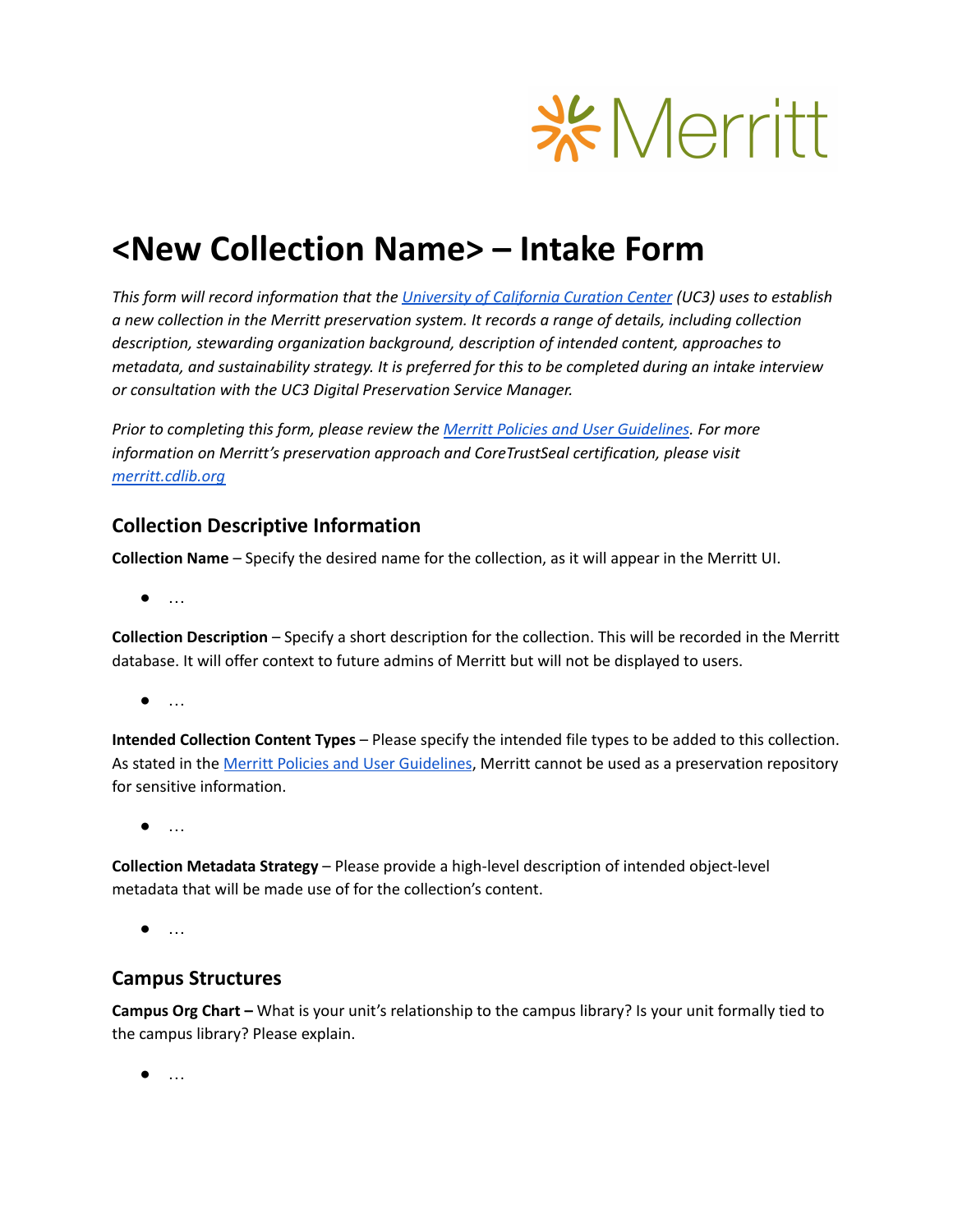# <New Collection Name> – Intake Form

*This form will record information that the [University of California Curation Center](#) (UC3) uses to establish a new collection in the Merritt preservation system. It records a range of details, including collection description, stewarding organization background, description of intended content, approaches to metadata, and sustainability strategy. It is preferred for this to be completed during an intake interview or consultation with the UC3 Digital Preservation Service Manager.*

*Prior to completing this form, please review the [Merritt Policies and User Guidelines](#). For more information on Merritt's preservation approach and CoreTrustSeal certification, please visit [merritt.cdlib.org](#)*

## Collection Descriptive Information

**Collection Name** – Specify the desired name for the collection, as it will appear in the Merritt UI.

- …

**Collection Description** – Specify a short description for the collection. This will be recorded in the Merritt database. It will offer context to future admins of Merritt but will not be displayed to users.

- …

**Intended Collection Content Types** – Please specify the intended file types to be added to this collection. As stated in the [Merritt Policies and User Guidelines](#), Merritt cannot be used as a preservation repository for sensitive information.

- …

**Collection Metadata Strategy** – Please provide a high-level description of intended object-level metadata that will be made use of for the collection's content.

- …

## Campus Structures

**Campus Org Chart –** What is your unit's relationship to the campus library? Is your unit formally tied to the campus library? Please explain.

- …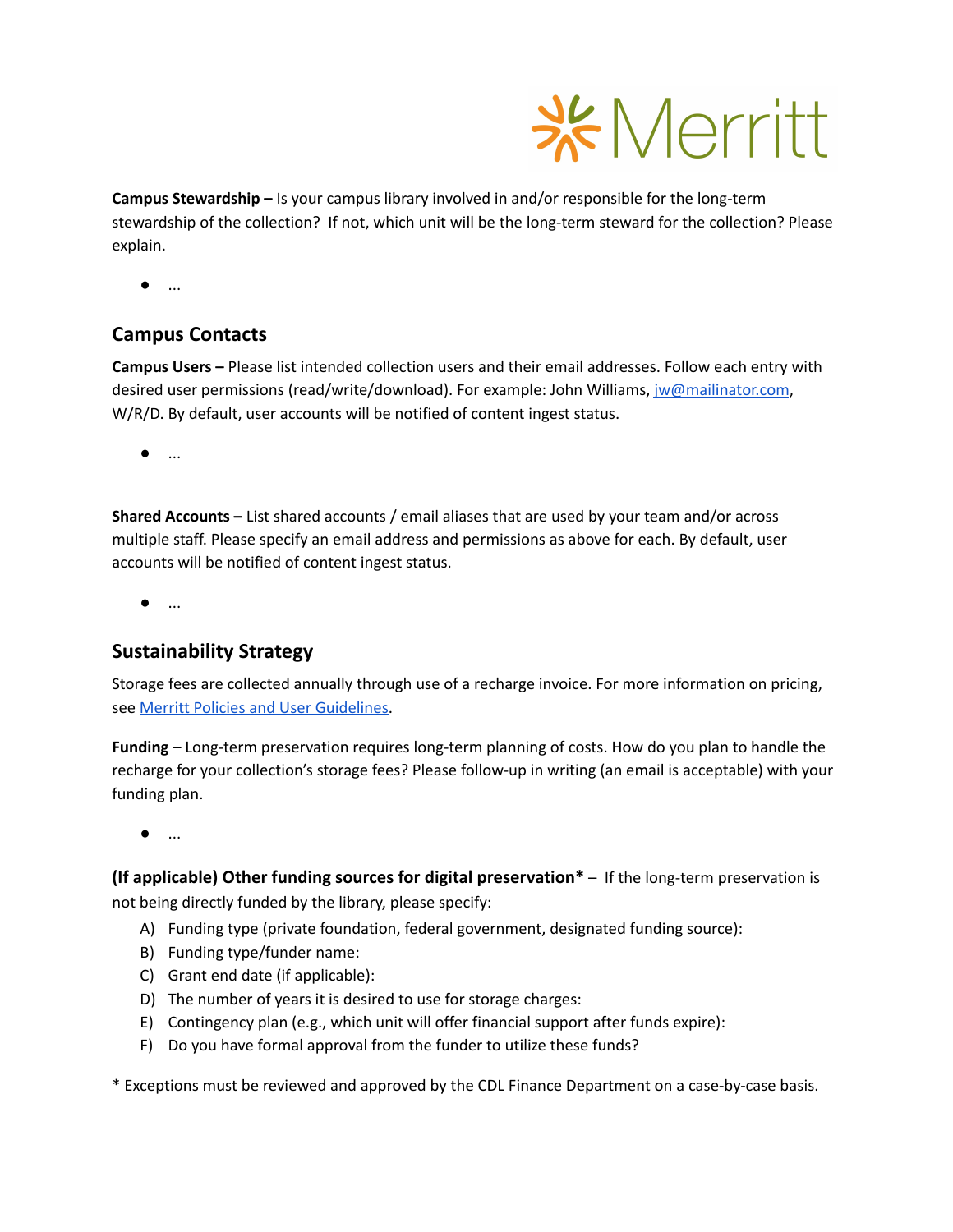**Campus Stewardship –** Is your campus library involved in and/or responsible for the long-term stewardship of the collection? If not, which unit will be the long-term steward for the collection? Please explain.

- ...

## Campus Contacts

**Campus Users –** Please list intended collection users and their email addresses. Follow each entry with desired user permissions (read/write/download). For example: John Williams, jw@mailinator.com, W/R/D. By default, user accounts will be notified of content ingest status.

- ...

**Shared Accounts –** List shared accounts / email aliases that are used by your team and/or across multiple staff. Please specify an email address and permissions as above for each. By default, user accounts will be notified of content ingest status.

- ...

## Sustainability Strategy

Storage fees are collected annually through use of a recharge invoice. For more information on pricing, see Merritt Policies and User Guidelines.

**Funding** – Long-term preservation requires long-term planning of costs. How do you plan to handle the recharge for your collection's storage fees? Please follow-up in writing (an email is acceptable) with your funding plan.

- ...

**(If applicable) Other funding sources for digital preservation*** – If the long-term preservation is not being directly funded by the library, please specify:

A) Funding type (private foundation, federal government, designated funding source):
B) Funding type/funder name:
C) Grant end date (if applicable):
D) The number of years it is desired to use for storage charges:
E) Contingency plan (e.g., which unit will offer financial support after funds expire):
F) Do you have formal approval from the funder to utilize these funds?

* Exceptions must be reviewed and approved by the CDL Finance Department on a case-by-case basis.